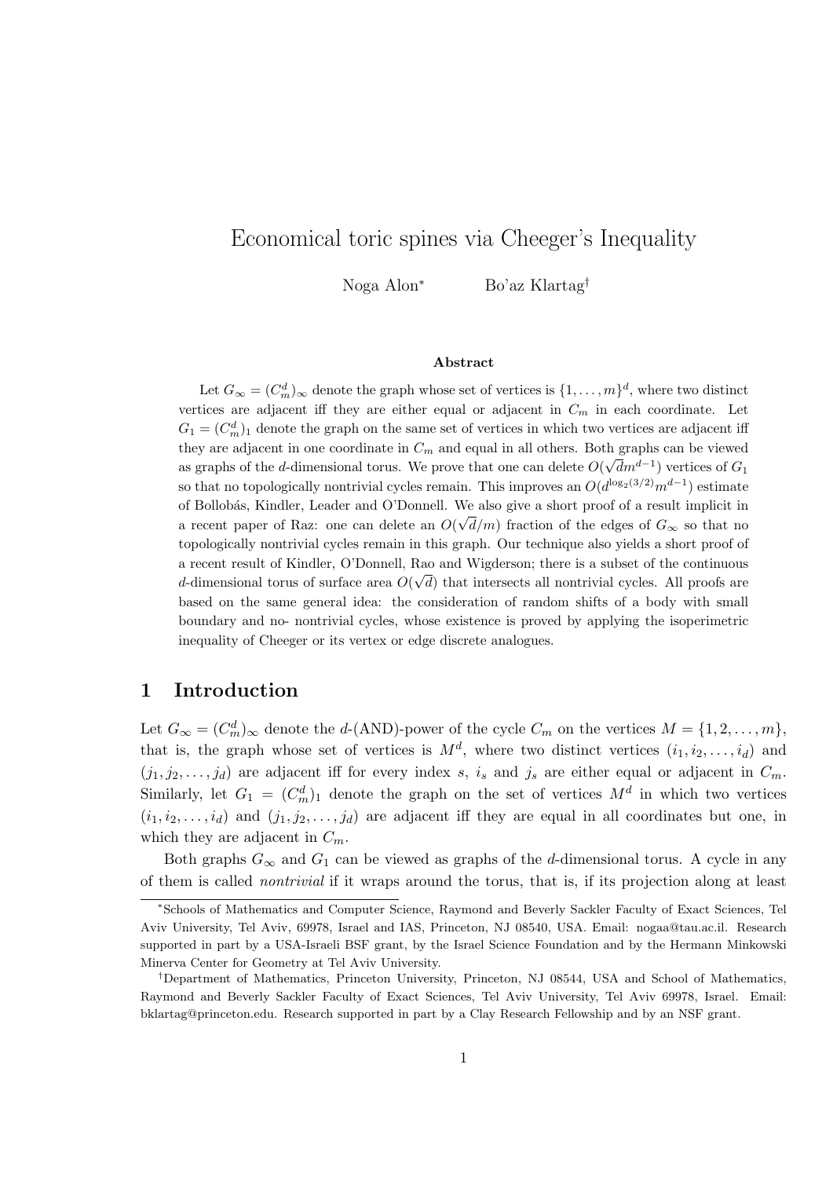# Economical toric spines via Cheeger's Inequality

Noga Alon[*] Bo'az Klartag[†]

### Abstract

Let $G_\infty = (C_m^d)_\infty$ denote the graph whose set of vertices is $\{1, \ldots, m\}^d$, where two distinct vertices are adjacent iff they are either equal or adjacent in $C_m$ in each coordinate. Let $G_1 = (C_m^d)_1$ denote the graph on the same set of vertices in which two vertices are adjacent iff they are adjacent in one coordinate in $C_m$ and equal in all others. Both graphs can be viewed as graphs of the $d$-dimensional torus. We prove that one can delete $O(\sqrt{d}m^{d-1})$ vertices of $G_1$ so that no topologically nontrivial cycles remain. This improves an $O(d^{\log_2(3/2)}m^{d-1})$ estimate of Bollobás, Kindler, Leader and O'Donnell. We also give a short proof of a result implicit in a recent paper of Raz: one can delete an $O(\sqrt{d}/m)$ fraction of the edges of $G_\infty$ so that no topologically nontrivial cycles remain in this graph. Our technique also yields a short proof of a recent result of Kindler, O'Donnell, Rao and Wigderson; there is a subset of the continuous $d$-dimensional torus of surface area $O(\sqrt{d})$ that intersects all nontrivial cycles. All proofs are based on the same general idea: the consideration of random shifts of a body with small boundary and no- nontrivial cycles, whose existence is proved by applying the isoperimetric inequality of Cheeger or its vertex or edge discrete analogues.

## 1 Introduction

Let $G_\infty = (C_m^d)_\infty$ denote the $d$-(AND)-power of the cycle $C_m$ on the vertices $M = \{1, 2, \ldots, m\}$, that is, the graph whose set of vertices is $M^d$, where two distinct vertices $(i_1, i_2, \ldots, i_d)$ and $(j_1, j_2, \ldots, j_d)$ are adjacent iff for every index $s$, $i_s$ and $j_s$ are either equal or adjacent in $C_m$. Similarly, let $G_1 = (C_m^d)_1$ denote the graph on the set of vertices $M^d$ in which two vertices $(i_1, i_2, \ldots, i_d)$ and $(j_1, j_2, \ldots, j_d)$ are adjacent iff they are equal in all coordinates but one, in which they are adjacent in $C_m$.

Both graphs $G_\infty$ and $G_1$ can be viewed as graphs of the $d$-dimensional torus. A cycle in any of them is called *nontrivial* if it wraps around the torus, that is, if its projection along at least

[*]Schools of Mathematics and Computer Science, Raymond and Beverly Sackler Faculty of Exact Sciences, Tel Aviv University, Tel Aviv, 69978, Israel and IAS, Princeton, NJ 08540, USA. Email: nogaa@tau.ac.il. Research supported in part by a USA-Israeli BSF grant, by the Israel Science Foundation and by the Hermann Minkowski Minerva Center for Geometry at Tel Aviv University.

[†]Department of Mathematics, Princeton University, Princeton, NJ 08544, USA and School of Mathematics, Raymond and Beverly Sackler Faculty of Exact Sciences, Tel Aviv University, Tel Aviv 69978, Israel. Email: bklartag@princeton.edu. Research supported in part by a Clay Research Fellowship and by an NSF grant.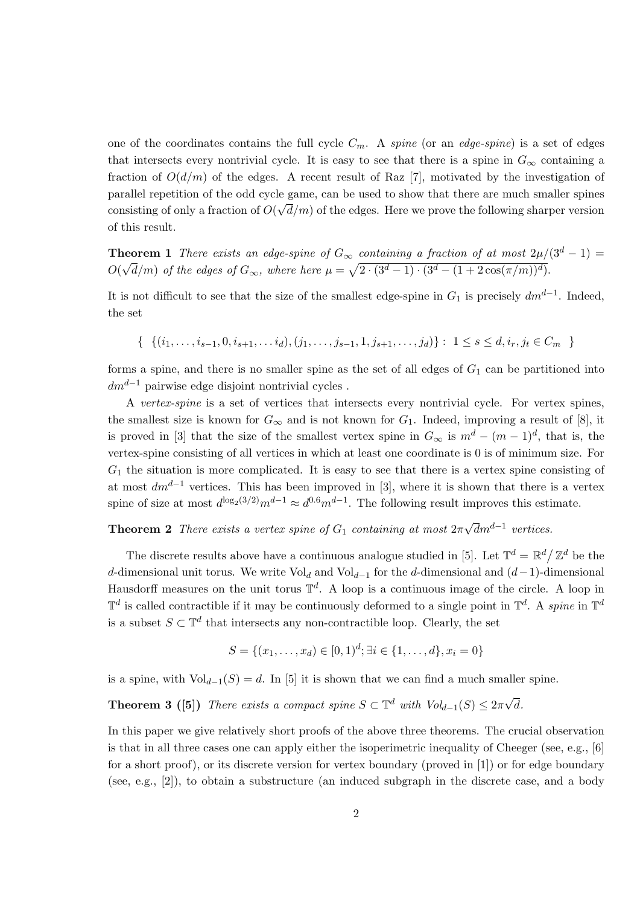one of the coordinates contains the full cycle $C_m$. A *spine* (or an *edge-spine*) is a set of edges that intersects every nontrivial cycle. It is easy to see that there is a spine in $G_\infty$ containing a fraction of $O(d/m)$ of the edges. A recent result of Raz [7], motivated by the investigation of parallel repetition of the odd cycle game, can be used to show that there are much smaller spines consisting of only a fraction of $O(\sqrt{d}/m)$ of the edges. Here we prove the following sharper version of this result.

**Theorem 1** *There exists an edge-spine of $G_\infty$ containing a fraction of at most $2\mu/(3^d-1) = O(\sqrt{d}/m)$ of the edges of $G_\infty$, where here $\mu = \sqrt{2\cdot(3^d-1)\cdot(3^d-(1+2\cos(\pi/m))^d)}$.*

It is not difficult to see that the size of the smallest edge-spine in $G_1$ is precisely $dm^{d-1}$. Indeed, the set

$$\{\ \{(i_1,\ldots,i_{s-1},0,i_{s+1},\ldots i_d),(j_1,\ldots,j_{s-1},1,j_{s+1},\ldots,j_d)\}:\ 1\le s\le d, i_r, j_t\in C_m\ \}$$

forms a spine, and there is no smaller spine as the set of all edges of $G_1$ can be partitioned into $dm^{d-1}$ pairwise edge disjoint nontrivial cycles .

A *vertex-spine* is a set of vertices that intersects every nontrivial cycle. For vertex spines, the smallest size is known for $G_\infty$ and is not known for $G_1$. Indeed, improving a result of [8], it is proved in [3] that the size of the smallest vertex spine in $G_\infty$ is $m^d-(m-1)^d$, that is, the vertex-spine consisting of all vertices in which at least one coordinate is 0 is of minimum size. For $G_1$ the situation is more complicated. It is easy to see that there is a vertex spine consisting of at most $dm^{d-1}$ vertices. This has been improved in [3], where it is shown that there is a vertex spine of size at most $d^{\log_2(3/2)}m^{d-1}\approx d^{0.6}m^{d-1}$. The following result improves this estimate.

**Theorem 2** *There exists a vertex spine of $G_1$ containing at most $2\pi\sqrt{d}m^{d-1}$ vertices.*

The discrete results above have a continuous analogue studied in [5]. Let $\mathbb{T}^d=\mathbb{R}^d/\mathbb{Z}^d$ be the $d$-dimensional unit torus. We write $\mathrm{Vol}_d$ and $\mathrm{Vol}_{d-1}$ for the $d$-dimensional and $(d-1)$-dimensional Hausdorff measures on the unit torus $\mathbb{T}^d$. A loop is a continuous image of the circle. A loop in $\mathbb{T}^d$ is called contractible if it may be continuously deformed to a single point in $\mathbb{T}^d$. A *spine* in $\mathbb{T}^d$ is a subset $S\subset\mathbb{T}^d$ that intersects any non-contractible loop. Clearly, the set

$$S=\{(x_1,\ldots,x_d)\in[0,1)^d; \exists i\in\{1,\ldots,d\}, x_i=0\}$$

is a spine, with $\mathrm{Vol}_{d-1}(S)=d$. In [5] it is shown that we can find a much smaller spine.

**Theorem 3 ([5])** *There exists a compact spine $S\subset\mathbb{T}^d$ with $Vol_{d-1}(S)\le 2\pi\sqrt{d}$.*

In this paper we give relatively short proofs of the above three theorems. The crucial observation is that in all three cases one can apply either the isoperimetric inequality of Cheeger (see, e.g., [6] for a short proof), or its discrete version for vertex boundary (proved in [1]) or for edge boundary (see, e.g., [2]), to obtain a substructure (an induced subgraph in the discrete case, and a body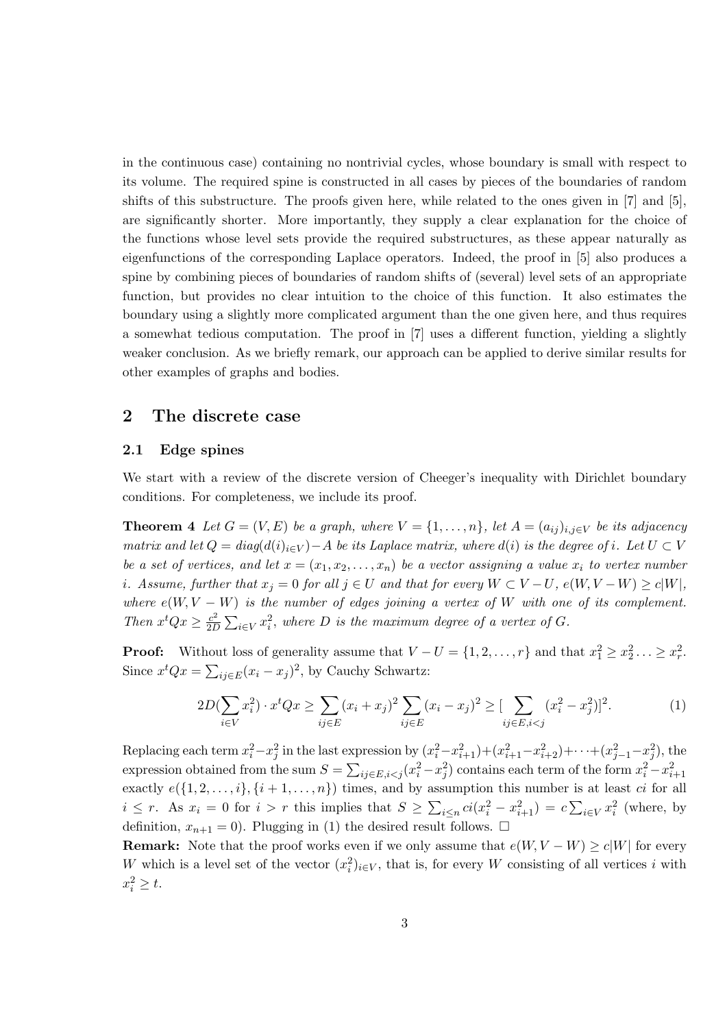in the continuous case) containing no nontrivial cycles, whose boundary is small with respect to its volume. The required spine is constructed in all cases by pieces of the boundaries of random shifts of this substructure. The proofs given here, while related to the ones given in [7] and [5], are significantly shorter. More importantly, they supply a clear explanation for the choice of the functions whose level sets provide the required substructures, as these appear naturally as eigenfunctions of the corresponding Laplace operators. Indeed, the proof in [5] also produces a spine by combining pieces of boundaries of random shifts of (several) level sets of an appropriate function, but provides no clear intuition to the choice of this function. It also estimates the boundary using a slightly more complicated argument than the one given here, and thus requires a somewhat tedious computation. The proof in [7] uses a different function, yielding a slightly weaker conclusion. As we briefly remark, our approach can be applied to derive similar results for other examples of graphs and bodies.

## 2 The discrete case

### 2.1 Edge spines

We start with a review of the discrete version of Cheeger's inequality with Dirichlet boundary conditions. For completeness, we include its proof.

**Theorem 4** *Let $G = (V, E)$ be a graph, where $V = \{1, \ldots, n\}$, let $A = (a_{ij})_{i,j \in V}$ be its adjacency matrix and let $Q = diag(d(i)_{i\in V}) - A$ be its Laplace matrix, where $d(i)$ is the degree of $i$. Let $U \subset V$ be a set of vertices, and let $x = (x_1, x_2, \ldots, x_n)$ be a vector assigning a value $x_i$ to vertex number $i$. Assume, further that $x_j = 0$ for all $j \in U$ and that for every $W \subset V - U$, $e(W, V - W) \geq c|W|$, where $e(W, V - W)$ is the number of edges joining a vertex of $W$ with one of its complement. Then $x^tQx \geq \frac{c^2}{2D}\sum_{i\in V} x_i^2$, where $D$ is the maximum degree of a vertex of $G$.*

**Proof:** Without loss of generality assume that $V - U = \{1, 2, \ldots, r\}$ and that $x_1^2 \geq x_2^2 \ldots \geq x_r^2$. Since $x^tQx = \sum_{ij\in E}(x_i - x_j)^2$, by Cauchy Schwartz:

$$2D(\sum_{i\in V} x_i^2) \cdot x^tQx \geq \sum_{ij\in E}(x_i + x_j)^2 \sum_{ij\in E}(x_i - x_j)^2 \geq [\sum_{ij\in E, i<j}(x_i^2 - x_j^2)]^2. \tag{1}$$

Replacing each term $x_i^2 - x_j^2$ in the last expression by $(x_i^2 - x_{i+1}^2) + (x_{i+1}^2 - x_{i+2}^2) + \cdots + (x_{j-1}^2 - x_j^2)$, the expression obtained from the sum $S = \sum_{ij\in E, i<j}(x_i^2 - x_j^2)$ contains each term of the form $x_i^2 - x_{i+1}^2$ exactly $e(\{1, 2, \ldots, i\}, \{i + 1, \ldots, n\})$ times, and by assumption this number is at least $ci$ for all $i \leq r$. As $x_i = 0$ for $i > r$ this implies that $S \geq \sum_{i\leq n} ci(x_i^2 - x_{i+1}^2) = c\sum_{i\in V} x_i^2$ (where, by definition, $x_{n+1} = 0$). Plugging in (1) the desired result follows. $\Box$

**Remark:** Note that the proof works even if we only assume that $e(W, V - W) \geq c|W|$ for every $W$ which is a level set of the vector $(x_i^2)_{i\in V}$, that is, for every $W$ consisting of all vertices $i$ with $x_i^2 \geq t$.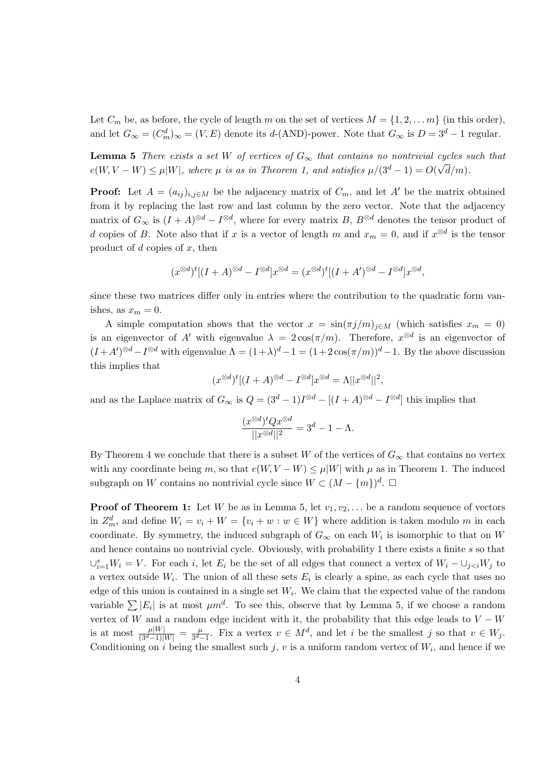Let $C_m$ be, as before, the cycle of length $m$ on the set of vertices $M = \{1, 2, \dots m\}$ (in this order), and let $G_\infty = (C_m^d)_\infty = (V, E)$ denote its $d$-(AND)-power. Note that $G_\infty$ is $D = 3^d - 1$ regular.

**Lemma 5** *There exists a set $W$ of vertices of $G_\infty$ that contains no nontrivial cycles such that $e(W, V - W) \leq \mu |W|$, where $\mu$ is as in Theorem 1, and satisfies $\mu/(3^d - 1) = O(\sqrt{d}/m)$.*

**Proof:** Let $A = (a_{ij})_{i,j \in M}$ be the adjacency matrix of $C_m$, and let $A'$ be the matrix obtained from it by replacing the last row and last column by the zero vector. Note that the adjacency matrix of $G_\infty$ is $(I + A)^{\otimes d} - I^{\otimes d}$, where for every matrix $B$, $B^{\otimes d}$ denotes the tensor product of $d$ copies of $B$. Note also that if $x$ is a vector of length $m$ and $x_m = 0$, and if $x^{\otimes d}$ is the tensor product of $d$ copies of $x$, then

$$(x^{\otimes d})^t[(I + A)^{\otimes d} - I^{\otimes d}]x^{\otimes d} = (x^{\otimes d})^t[(I + A')^{\otimes d} - I^{\otimes d}]x^{\otimes d},$$

since these two matrices differ only in entries where the contribution to the quadratic form vanishes, as $x_m = 0$.

A simple computation shows that the vector $x = \sin(\pi j/m)_{j \in M}$ (which satisfies $x_m = 0$) is an eigenvector of $A'$ with eigenvalue $\lambda = 2\cos(\pi/m)$. Therefore, $x^{\otimes d}$ is an eigenvector of $(I + A')^{\otimes d} - I^{\otimes d}$ with eigenvalue $\Lambda = (1 + \lambda)^d - 1 = (1 + 2\cos(\pi/m))^d - 1$. By the above discussion this implies that

$$(x^{\otimes d})^t[(I + A)^{\otimes d} - I^{\otimes d}]x^{\otimes d} = \Lambda ||x^{\otimes d}||^2,$$

and as the Laplace matrix of $G_\infty$ is $Q = (3^d - 1)I^{\otimes d} - [(I + A)^{\otimes d} - I^{\otimes d}]$ this implies that

$$\frac{(x^{\otimes d})^t Q x^{\otimes d}}{||x^{\otimes d}||^2} = 3^d - 1 - \Lambda.$$

By Theorem 4 we conclude that there is a subset $W$ of the vertices of $G_\infty$ that contains no vertex with any coordinate being $m$, so that $e(W, V - W) \leq \mu |W|$ with $\mu$ as in Theorem 1. The induced subgraph on $W$ contains no nontrivial cycle since $W \subset (M - \{m\})^d$. $\Box$

**Proof of Theorem 1:** Let $W$ be as in Lemma 5, let $v_1, v_2, \dots$ be a random sequence of vectors in $Z_m^d$, and define $W_i = v_i + W = \{v_i + w : w \in W\}$ where addition is taken modulo $m$ in each coordinate. By symmetry, the induced subgraph of $G_\infty$ on each $W_i$ is isomorphic to that on $W$ and hence contains no nontrivial cycle. Obviously, with probability 1 there exists a finite $s$ so that $\cup_{i=1}^s W_i = V$. For each $i$, let $E_i$ be the set of all edges that connect a vertex of $W_i - \cup_{j<i} W_j$ to a vertex outside $W_i$. The union of all these sets $E_i$ is clearly a spine, as each cycle that uses no edge of this union is contained in a single set $W_i$. We claim that the expected value of the random variable $\sum |E_i|$ is at most $\mu m^d$. To see this, observe that by Lemma 5, if we choose a random vertex of $W$ and a random edge incident with it, the probability that this edge leads to $V - W$ is at most $\frac{\mu |W|}{(3^d-1)|W|} = \frac{\mu}{3^d-1}$. Fix a vertex $v \in M^d$, and let $i$ be the smallest $j$ so that $v \in W_j$. Conditioning on $i$ being the smallest such $j$, $v$ is a uniform random vertex of $W_i$, and hence if we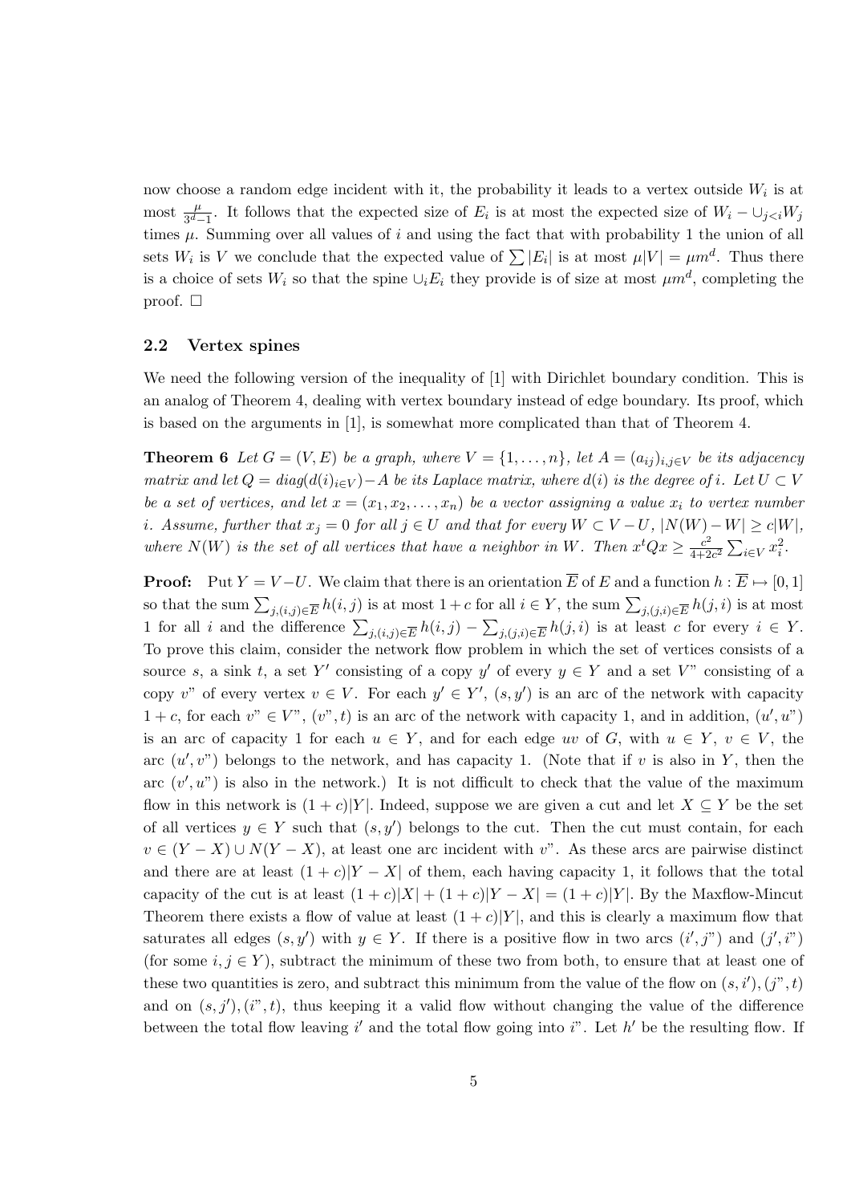now choose a random edge incident with it, the probability it leads to a vertex outside $W_i$ is at most $\frac{\mu}{3^d-1}$. It follows that the expected size of $E_i$ is at most the expected size of $W_i - \cup_{j<i} W_j$ times $\mu$. Summing over all values of $i$ and using the fact that with probability 1 the union of all sets $W_i$ is $V$ we conclude that the expected value of $\sum |E_i|$ is at most $\mu|V| = \mu m^d$. Thus there is a choice of sets $W_i$ so that the spine $\cup_i E_i$ they provide is of size at most $\mu m^d$, completing the proof. $\square$

### 2.2 Vertex spines

We need the following version of the inequality of [1] with Dirichlet boundary condition. This is an analog of Theorem 4, dealing with vertex boundary instead of edge boundary. Its proof, which is based on the arguments in [1], is somewhat more complicated than that of Theorem 4.

**Theorem 6** *Let $G = (V, E)$ be a graph, where $V = \{1, \ldots, n\}$, let $A = (a_{ij})_{i,j \in V}$ be its adjacency matrix and let $Q = diag(d(i)_{i \in V}) - A$ be its Laplace matrix, where $d(i)$ is the degree of $i$. Let $U \subset V$ be a set of vertices, and let $x = (x_1, x_2, \ldots, x_n)$ be a vector assigning a value $x_i$ to vertex number $i$. Assume, further that $x_j = 0$ for all $j \in U$ and that for every $W \subset V - U$, $|N(W) - W| \geq c|W|$, where $N(W)$ is the set of all vertices that have a neighbor in $W$. Then $x^t Q x \geq \frac{c^2}{4+2c^2} \sum_{i \in V} x_i^2$.*

**Proof:** Put $Y = V - U$. We claim that there is an orientation $\overline{E}$ of $E$ and a function $h : \overline{E} \mapsto [0, 1]$ so that the sum $\sum_{j,(i,j) \in \overline{E}} h(i, j)$ is at most $1 + c$ for all $i \in Y$, the sum $\sum_{j,(j,i) \in \overline{E}} h(j, i)$ is at most 1 for all $i$ and the difference $\sum_{j,(i,j) \in \overline{E}} h(i, j) - \sum_{j,(j,i) \in \overline{E}} h(j, i)$ is at least $c$ for every $i \in Y$. To prove this claim, consider the network flow problem in which the set of vertices consists of a source $s$, a sink $t$, a set $Y'$ consisting of a copy $y'$ of every $y \in Y$ and a set $V$" consisting of a copy $v$" of every vertex $v \in V$. For each $y' \in Y'$, $(s, y')$ is an arc of the network with capacity $1 + c$, for each $v" \in V"$, $(v", t)$ is an arc of the network with capacity 1, and in addition, $(u', u")$ is an arc of capacity 1 for each $u \in Y$, and for each edge $uv$ of $G$, with $u \in Y$, $v \in V$, the arc $(u', v")$ belongs to the network, and has capacity 1. (Note that if $v$ is also in $Y$, then the arc $(v', u")$ is also in the network.) It is not difficult to check that the value of the maximum flow in this network is $(1 + c)|Y|$. Indeed, suppose we are given a cut and let $X \subseteq Y$ be the set of all vertices $y \in Y$ such that $(s, y')$ belongs to the cut. Then the cut must contain, for each $v \in (Y - X) \cup N(Y - X)$, at least one arc incident with $v$". As these arcs are pairwise distinct and there are at least $(1 + c)|Y - X|$ of them, each having capacity 1, it follows that the total capacity of the cut is at least $(1 + c)|X| + (1 + c)|Y - X| = (1 + c)|Y|$. By the Maxflow-Mincut Theorem there exists a flow of value at least $(1 + c)|Y|$, and this is clearly a maximum flow that saturates all edges $(s, y')$ with $y \in Y$. If there is a positive flow in two arcs $(i', j")$ and $(j', i")$ (for some $i, j \in Y$), subtract the minimum of these two from both, to ensure that at least one of these two quantities is zero, and subtract this minimum from the value of the flow on $(s, i'), (j", t)$ and on $(s, j'), (i", t)$, thus keeping it a valid flow without changing the value of the difference between the total flow leaving $i'$ and the total flow going into $i$". Let $h'$ be the resulting flow. If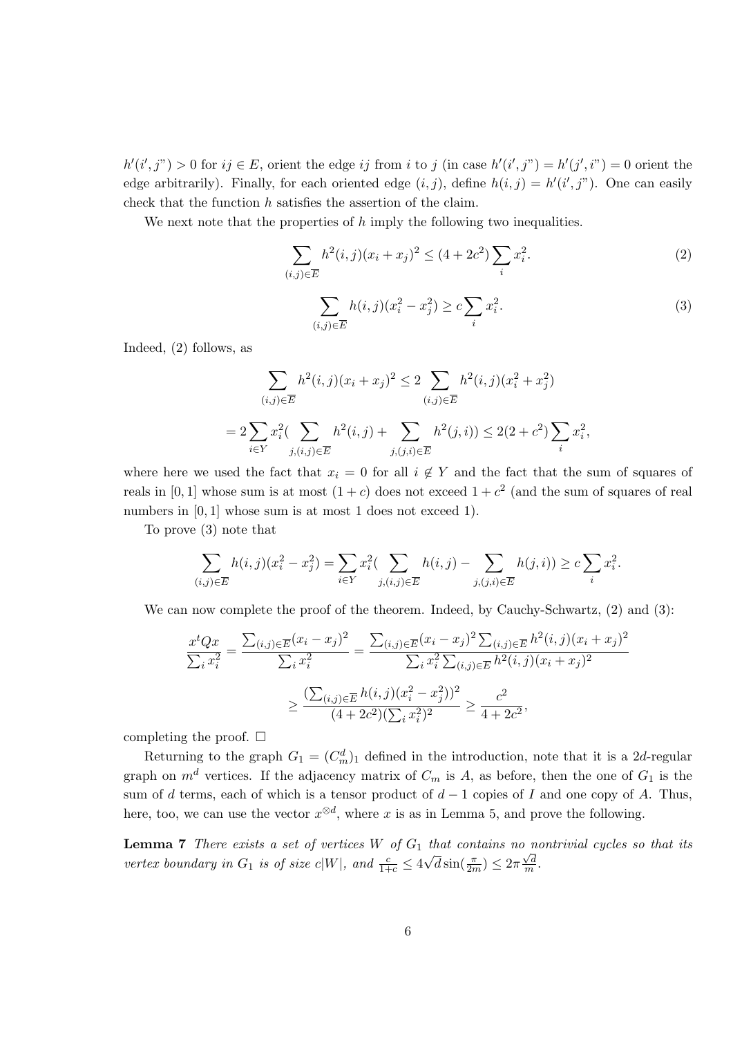$h'(i', j") > 0$ for $ij \in E$, orient the edge $ij$ from $i$ to $j$ (in case $h'(i', j") = h'(j', i") = 0$ orient the edge arbitrarily). Finally, for each oriented edge $(i, j)$, define $h(i, j) = h'(i', j")$. One can easily check that the function $h$ satisfies the assertion of the claim.

We next note that the properties of $h$ imply the following two inequalities.

$$\sum_{(i,j)\in \overline{E}} h^2(i,j)(x_i + x_j)^2 \leq (4 + 2c^2) \sum_i x_i^2. \tag{2}$$

$$\sum_{(i,j)\in \overline{E}} h(i,j)(x_i^2 - x_j^2) \geq c \sum_i x_i^2. \tag{3}$$

Indeed, (2) follows, as

$$\sum_{(i,j)\in \overline{E}} h^2(i,j)(x_i + x_j)^2 \leq 2 \sum_{(i,j)\in \overline{E}} h^2(i,j)(x_i^2 + x_j^2)$$

$$= 2 \sum_{i \in Y} x_i^2 \Big( \sum_{j,(i,j)\in \overline{E}} h^2(i,j) + \sum_{j,(j,i)\in \overline{E}} h^2(j,i) \Big) \leq 2(2 + c^2) \sum_i x_i^2,$$

where here we used the fact that $x_i = 0$ for all $i \notin Y$ and the fact that the sum of squares of reals in $[0, 1]$ whose sum is at most $(1 + c)$ does not exceed $1 + c^2$ (and the sum of squares of real numbers in $[0, 1]$ whose sum is at most 1 does not exceed 1).

To prove (3) note that

$$\sum_{(i,j)\in \overline{E}} h(i,j)(x_i^2 - x_j^2) = \sum_{i \in Y} x_i^2 \Big( \sum_{j,(i,j)\in \overline{E}} h(i,j) - \sum_{j,(j,i)\in \overline{E}} h(j,i) \Big) \geq c \sum_i x_i^2.$$

We can now complete the proof of the theorem. Indeed, by Cauchy-Schwartz, (2) and (3):

$$\frac{x^t Q x}{\sum_i x_i^2} = \frac{\sum_{(i,j)\in \overline{E}} (x_i - x_j)^2}{\sum_i x_i^2} = \frac{\sum_{(i,j)\in \overline{E}} (x_i - x_j)^2 \sum_{(i,j)\in \overline{E}} h^2(i,j)(x_i + x_j)^2}{\sum_i x_i^2 \sum_{(i,j)\in \overline{E}} h^2(i,j)(x_i + x_j)^2}$$

$$\geq \frac{(\sum_{(i,j)\in \overline{E}} h(i,j)(x_i^2 - x_j^2))^2}{(4 + 2c^2)(\sum_i x_i^2)^2} \geq \frac{c^2}{4 + 2c^2},$$

completing the proof. $\square$

Returning to the graph $G_1 = (C_m^d)_1$ defined in the introduction, note that it is a $2d$-regular graph on $m^d$ vertices. If the adjacency matrix of $C_m$ is $A$, as before, then the one of $G_1$ is the sum of $d$ terms, each of which is a tensor product of $d - 1$ copies of $I$ and one copy of $A$. Thus, here, too, we can use the vector $x^{\otimes d}$, where $x$ is as in Lemma 5, and prove the following.

**Lemma 7** *There exists a set of vertices $W$ of $G_1$ that contains no nontrivial cycles so that its vertex boundary in $G_1$ is of size $c|W|$, and $\frac{c}{1+c} \leq 4\sqrt{d} \sin(\frac{\pi}{2m}) \leq 2\pi \frac{\sqrt{d}}{m}$.*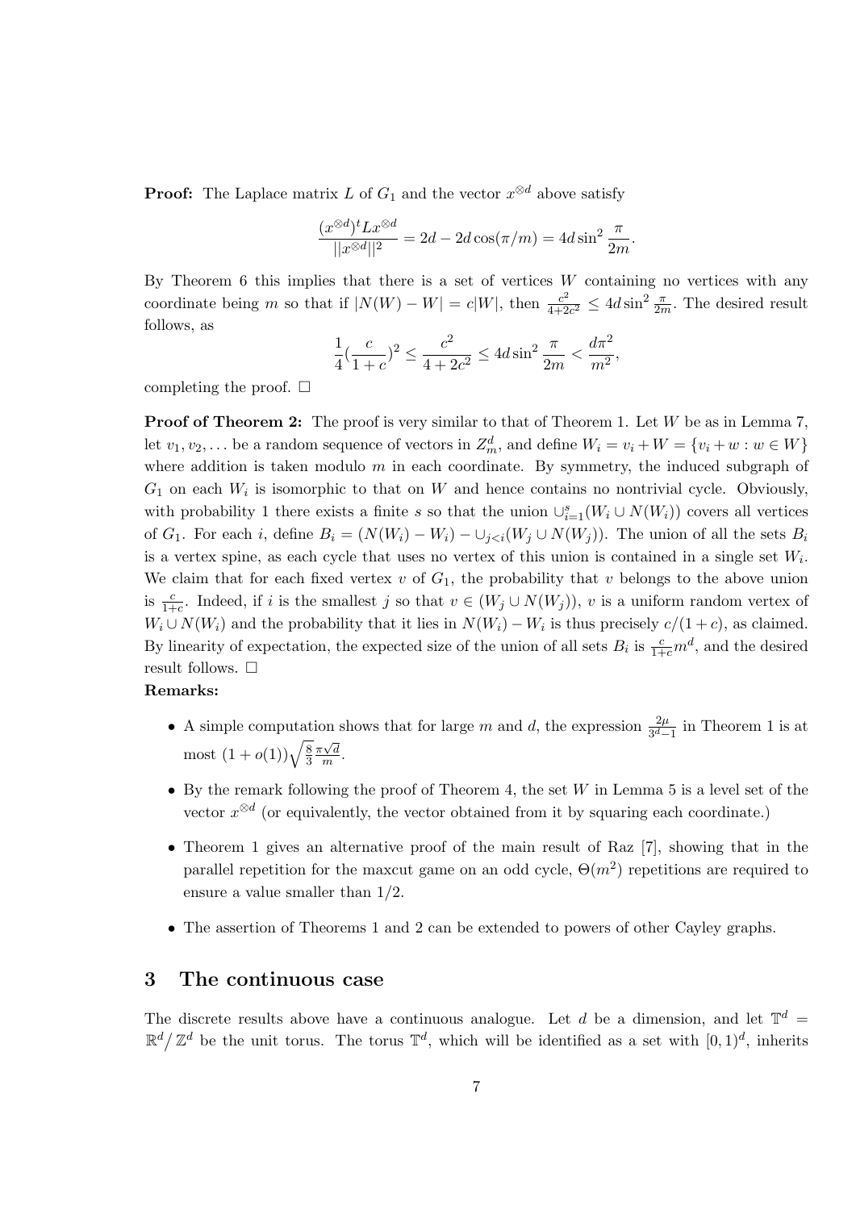**Proof:** The Laplace matrix $L$ of $G_1$ and the vector $x^{\otimes d}$ above satisfy

$$\frac{(x^{\otimes d})^t L x^{\otimes d}}{||x^{\otimes d}||^2} = 2d - 2d\cos(\pi/m) = 4d\sin^2\frac{\pi}{2m}.$$

By Theorem 6 this implies that there is a set of vertices $W$ containing no vertices with any coordinate being $m$ so that if $|N(W) - W| = c|W|$, then $\frac{c^2}{4+2c^2} \le 4d\sin^2\frac{\pi}{2m}$. The desired result follows, as

$$\frac{1}{4}(\frac{c}{1+c})^2 \le \frac{c^2}{4+2c^2} \le 4d\sin^2\frac{\pi}{2m} < \frac{d\pi^2}{m^2},$$

completing the proof. $\square$

**Proof of Theorem 2:** The proof is very similar to that of Theorem 1. Let $W$ be as in Lemma 7, let $v_1, v_2, \ldots$ be a random sequence of vectors in $Z_m^d$, and define $W_i = v_i + W = \{v_i + w : w \in W\}$ where addition is taken modulo $m$ in each coordinate. By symmetry, the induced subgraph of $G_1$ on each $W_i$ is isomorphic to that on $W$ and hence contains no nontrivial cycle. Obviously, with probability 1 there exists a finite $s$ so that the union $\cup_{i=1}^s (W_i \cup N(W_i))$ covers all vertices of $G_1$. For each $i$, define $B_i = (N(W_i) - W_i) - \cup_{j<i}(W_j \cup N(W_j))$. The union of all the sets $B_i$ is a vertex spine, as each cycle that uses no vertex of this union is contained in a single set $W_i$. We claim that for each fixed vertex $v$ of $G_1$, the probability that $v$ belongs to the above union is $\frac{c}{1+c}$. Indeed, if $i$ is the smallest $j$ so that $v \in (W_j \cup N(W_j))$, $v$ is a uniform random vertex of $W_i \cup N(W_i)$ and the probability that it lies in $N(W_i) - W_i$ is thus precisely $c/(1+c)$, as claimed. By linearity of expectation, the expected size of the union of all sets $B_i$ is $\frac{c}{1+c}m^d$, and the desired result follows. $\square$

**Remarks:**

- A simple computation shows that for large $m$ and $d$, the expression $\frac{2\mu}{3^d-1}$ in Theorem 1 is at most $(1+o(1))\sqrt{\frac{8}{3}}\frac{\pi\sqrt{d}}{m}$.
- By the remark following the proof of Theorem 4, the set $W$ in Lemma 5 is a level set of the vector $x^{\otimes d}$ (or equivalently, the vector obtained from it by squaring each coordinate.)
- Theorem 1 gives an alternative proof of the main result of Raz [7], showing that in the parallel repetition for the maxcut game on an odd cycle, $\Theta(m^2)$ repetitions are required to ensure a value smaller than 1/2.
- The assertion of Theorems 1 and 2 can be extended to powers of other Cayley graphs.

# 3 The continuous case

The discrete results above have a continuous analogue. Let $d$ be a dimension, and let $\mathbb{T}^d = \mathbb{R}^d/\mathbb{Z}^d$ be the unit torus. The torus $\mathbb{T}^d$, which will be identified as a set with $[0,1)^d$, inherits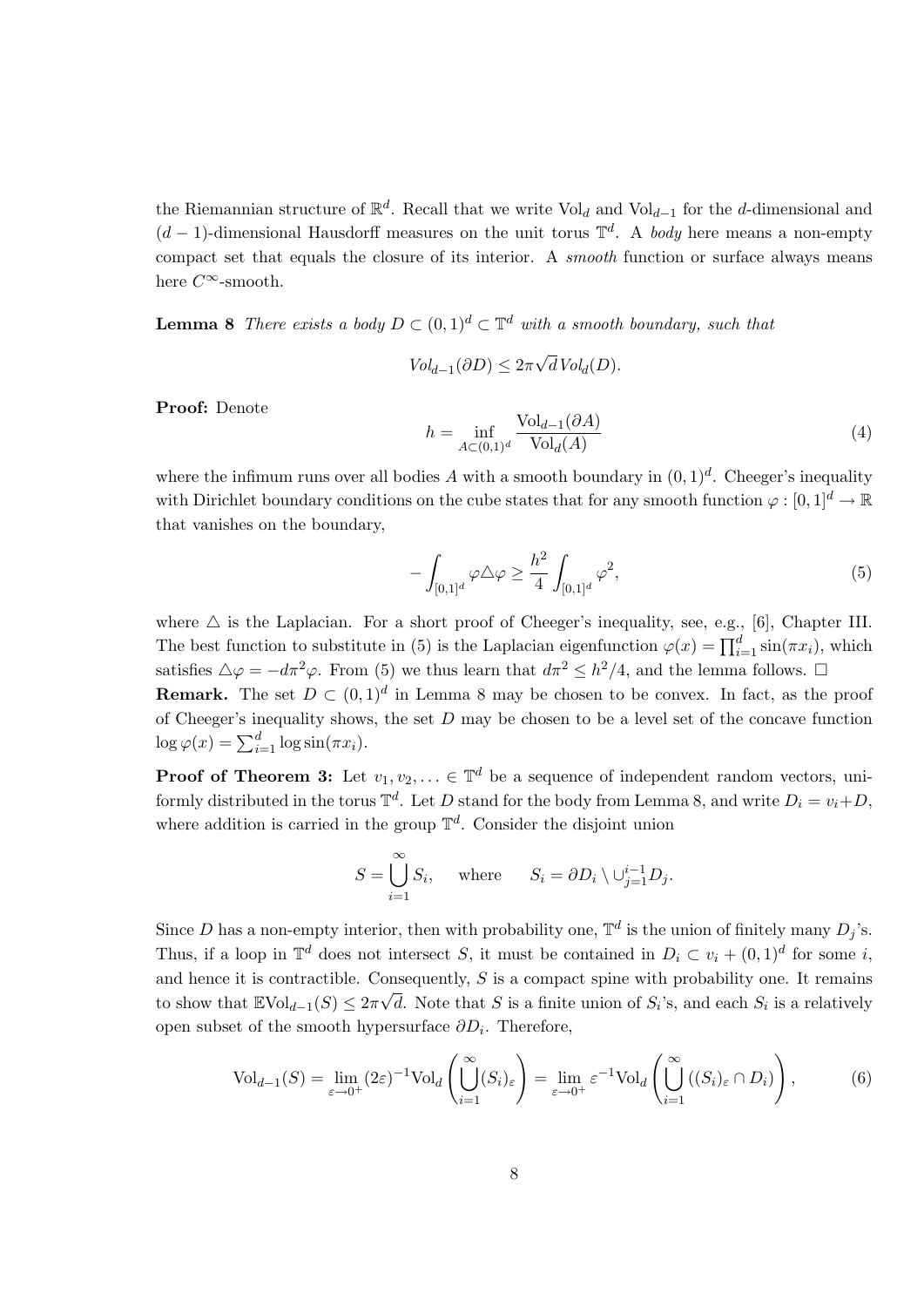the Riemannian structure of $\mathbb{R}^d$. Recall that we write $\text{Vol}_d$ and $\text{Vol}_{d-1}$ for the $d$-dimensional and $(d-1)$-dimensional Hausdorff measures on the unit torus $\mathbb{T}^d$. A *body* here means a non-empty compact set that equals the closure of its interior. A *smooth* function or surface always means here $C^\infty$-smooth.

**Lemma 8** *There exists a body $D \subset (0,1)^d \subset \mathbb{T}^d$ with a smooth boundary, such that*

$$Vol_{d-1}(\partial D) \leq 2\pi\sqrt{d}\, Vol_d(D).$$

**Proof:** Denote

$$h = \inf_{A \subset (0,1)^d} \frac{\text{Vol}_{d-1}(\partial A)}{\text{Vol}_d(A)} \tag{4}$$

where the infimum runs over all bodies $A$ with a smooth boundary in $(0,1)^d$. Cheeger's inequality with Dirichlet boundary conditions on the cube states that for any smooth function $\varphi : [0,1]^d \to \mathbb{R}$ that vanishes on the boundary,

$$-\int_{[0,1]^d} \varphi \triangle \varphi \geq \frac{h^2}{4} \int_{[0,1]^d} \varphi^2, \tag{5}$$

where $\triangle$ is the Laplacian. For a short proof of Cheeger's inequality, see, e.g., [6], Chapter III. The best function to substitute in (5) is the Laplacian eigenfunction $\varphi(x) = \prod_{i=1}^d \sin(\pi x_i)$, which satisfies $\triangle \varphi = -d\pi^2 \varphi$. From (5) we thus learn that $d\pi^2 \leq h^2/4$, and the lemma follows. $\square$

**Remark.** The set $D \subset (0,1)^d$ in Lemma 8 may be chosen to be convex. In fact, as the proof of Cheeger's inequality shows, the set $D$ may be chosen to be a level set of the concave function $\log \varphi(x) = \sum_{i=1}^d \log \sin(\pi x_i)$.

**Proof of Theorem 3:** Let $v_1, v_2, \ldots \in \mathbb{T}^d$ be a sequence of independent random vectors, uniformly distributed in the torus $\mathbb{T}^d$. Let $D$ stand for the body from Lemma 8, and write $D_i = v_i + D$, where addition is carried in the group $\mathbb{T}^d$. Consider the disjoint union

$$S = \bigcup_{i=1}^\infty S_i, \qquad \text{where} \qquad S_i = \partial D_i \setminus \cup_{j=1}^{i-1} D_j.$$

Since $D$ has a non-empty interior, then with probability one, $\mathbb{T}^d$ is the union of finitely many $D_j$'s. Thus, if a loop in $\mathbb{T}^d$ does not intersect $S$, it must be contained in $D_i \subset v_i + (0,1)^d$ for some $i$, and hence it is contractible. Consequently, $S$ is a compact spine with probability one. It remains to show that $\mathbb{E}\text{Vol}_{d-1}(S) \leq 2\pi\sqrt{d}$. Note that $S$ is a finite union of $S_i$'s, and each $S_i$ is a relatively open subset of the smooth hypersurface $\partial D_i$. Therefore,

$$\text{Vol}_{d-1}(S) = \lim_{\varepsilon \to 0^+} (2\varepsilon)^{-1} \text{Vol}_d \left( \bigcup_{i=1}^\infty (S_i)_\varepsilon \right) = \lim_{\varepsilon \to 0^+} \varepsilon^{-1} \text{Vol}_d \left( \bigcup_{i=1}^\infty ((S_i)_\varepsilon \cap D_i) \right), \tag{6}$$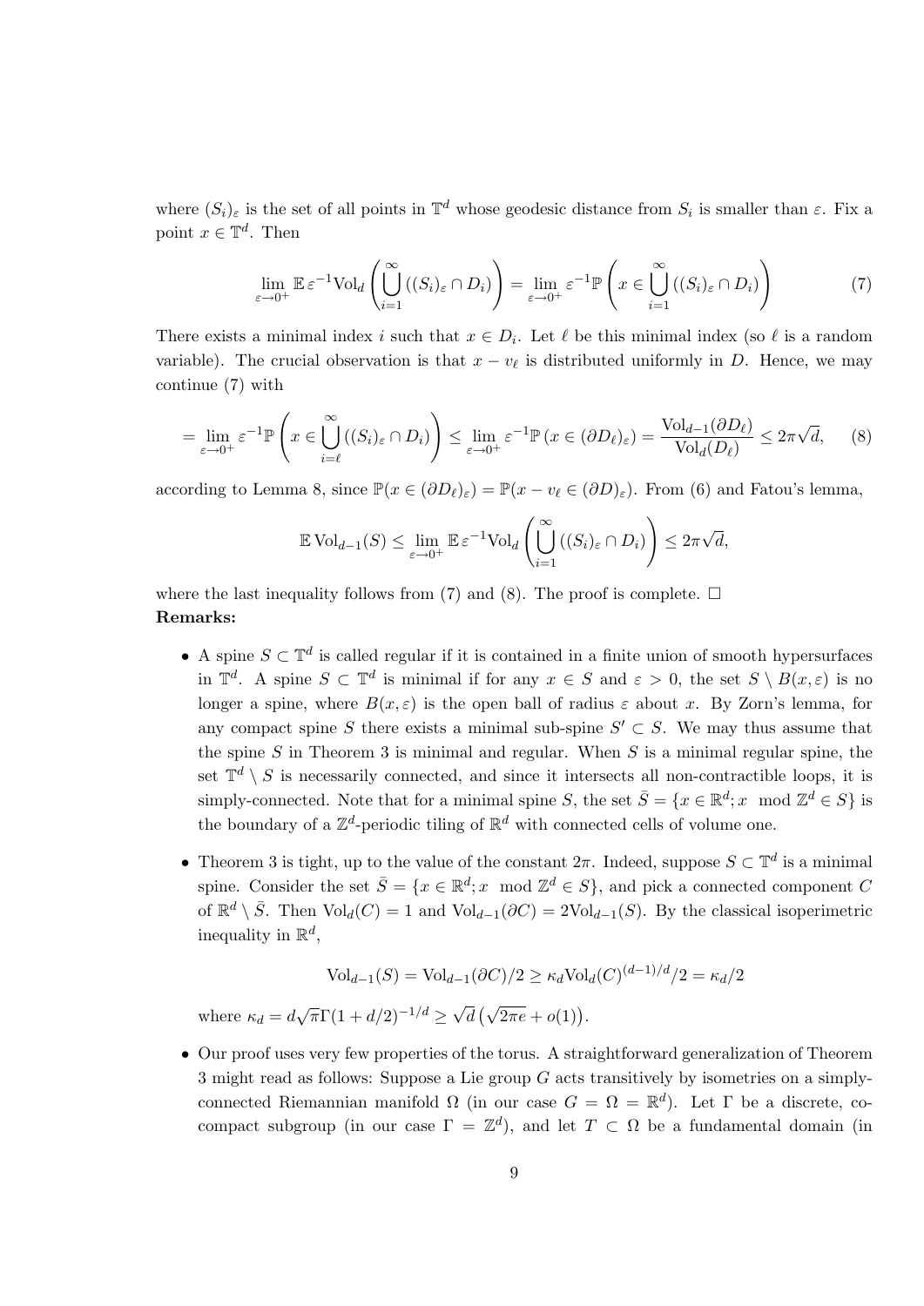where $(S_i)_\varepsilon$ is the set of all points in $\mathbb{T}^d$ whose geodesic distance from $S_i$ is smaller than $\varepsilon$. Fix a point $x \in \mathbb{T}^d$. Then

$$\lim_{\varepsilon \to 0^+} \mathbb{E}\, \varepsilon^{-1} \mathrm{Vol}_d \left( \bigcup_{i=1}^{\infty} ((S_i)_\varepsilon \cap D_i) \right) = \lim_{\varepsilon \to 0^+} \varepsilon^{-1} \mathbb{P} \left( x \in \bigcup_{i=1}^{\infty} ((S_i)_\varepsilon \cap D_i) \right) \tag{7}$$

There exists a minimal index $i$ such that $x \in D_i$. Let $\ell$ be this minimal index (so $\ell$ is a random variable). The crucial observation is that $x - v_\ell$ is distributed uniformly in $D$. Hence, we may continue (7) with

$$= \lim_{\varepsilon \to 0^+} \varepsilon^{-1} \mathbb{P} \left( x \in \bigcup_{i=\ell}^{\infty} ((S_i)_\varepsilon \cap D_i) \right) \leq \lim_{\varepsilon \to 0^+} \varepsilon^{-1} \mathbb{P} \left( x \in (\partial D_\ell)_\varepsilon \right) = \frac{\mathrm{Vol}_{d-1}(\partial D_\ell)}{\mathrm{Vol}_d(D_\ell)} \leq 2\pi\sqrt{d}, \tag{8}$$

according to Lemma 8, since $\mathbb{P}(x \in (\partial D_\ell)_\varepsilon) = \mathbb{P}(x - v_\ell \in (\partial D)_\varepsilon)$. From (6) and Fatou's lemma,

$$\mathbb{E}\, \mathrm{Vol}_{d-1}(S) \leq \lim_{\varepsilon \to 0^+} \mathbb{E}\, \varepsilon^{-1} \mathrm{Vol}_d \left( \bigcup_{i=1}^{\infty} ((S_i)_\varepsilon \cap D_i) \right) \leq 2\pi\sqrt{d},$$

where the last inequality follows from (7) and (8). The proof is complete. $\square$

**Remarks:**

- A spine $S \subset \mathbb{T}^d$ is called regular if it is contained in a finite union of smooth hypersurfaces in $\mathbb{T}^d$. A spine $S \subset \mathbb{T}^d$ is minimal if for any $x \in S$ and $\varepsilon > 0$, the set $S \setminus B(x, \varepsilon)$ is no longer a spine, where $B(x, \varepsilon)$ is the open ball of radius $\varepsilon$ about $x$. By Zorn's lemma, for any compact spine $S$ there exists a minimal sub-spine $S' \subset S$. We may thus assume that the spine $S$ in Theorem 3 is minimal and regular. When $S$ is a minimal regular spine, the set $\mathbb{T}^d \setminus S$ is necessarily connected, and since it intersects all non-contractible loops, it is simply-connected. Note that for a minimal spine $S$, the set $\bar{S} = \{x \in \mathbb{R}^d; x \mod \mathbb{Z}^d \in S\}$ is the boundary of a $\mathbb{Z}^d$-periodic tiling of $\mathbb{R}^d$ with connected cells of volume one.

- Theorem 3 is tight, up to the value of the constant $2\pi$. Indeed, suppose $S \subset \mathbb{T}^d$ is a minimal spine. Consider the set $\bar{S} = \{x \in \mathbb{R}^d; x \mod \mathbb{Z}^d \in S\}$, and pick a connected component $C$ of $\mathbb{R}^d \setminus \bar{S}$. Then $\mathrm{Vol}_d(C) = 1$ and $\mathrm{Vol}_{d-1}(\partial C) = 2\mathrm{Vol}_{d-1}(S)$. By the classical isoperimetric inequality in $\mathbb{R}^d$,

$$\mathrm{Vol}_{d-1}(S) = \mathrm{Vol}_{d-1}(\partial C)/2 \geq \kappa_d \mathrm{Vol}_d(C)^{(d-1)/d}/2 = \kappa_d/2$$

  where $\kappa_d = d\sqrt{\pi}\Gamma(1 + d/2)^{-1/d} \geq \sqrt{d}\left(\sqrt{2\pi e} + o(1)\right)$.

- Our proof uses very few properties of the torus. A straightforward generalization of Theorem 3 might read as follows: Suppose a Lie group $G$ acts transitively by isometries on a simply-connected Riemannian manifold $\Omega$ (in our case $G = \Omega = \mathbb{R}^d$). Let $\Gamma$ be a discrete, co-compact subgroup (in our case $\Gamma = \mathbb{Z}^d$), and let $T \subset \Omega$ be a fundamental domain (in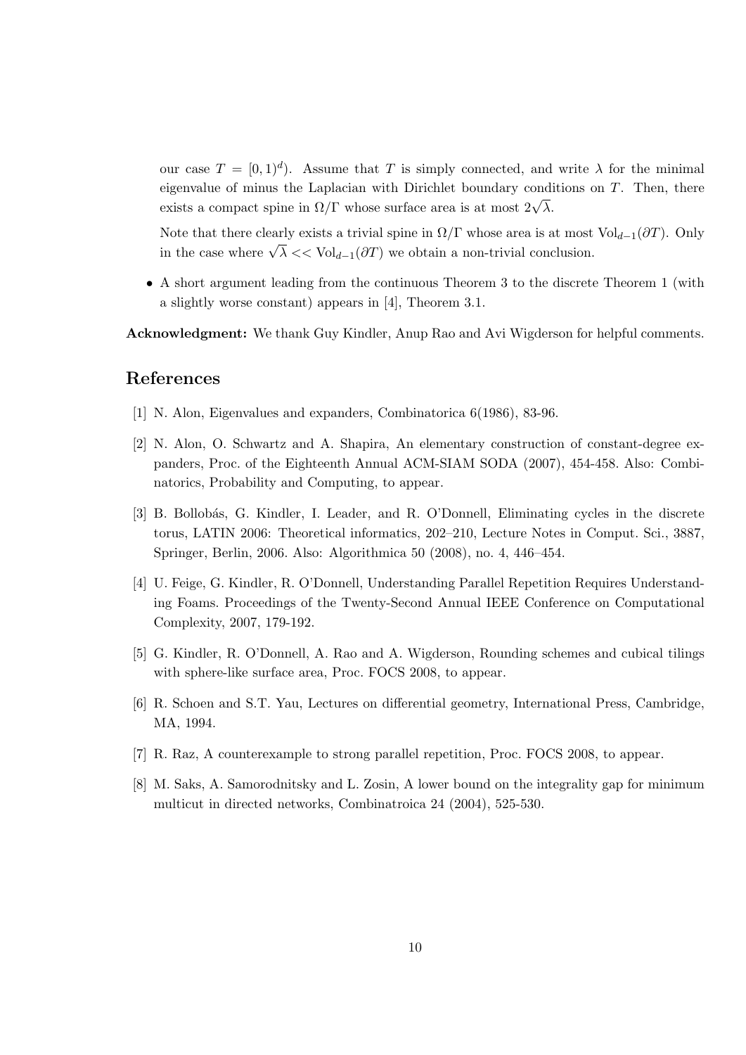our case $T = [0,1)^d$). Assume that $T$ is simply connected, and write $\lambda$ for the minimal eigenvalue of minus the Laplacian with Dirichlet boundary conditions on $T$. Then, there exists a compact spine in $\Omega/\Gamma$ whose surface area is at most $2\sqrt{\lambda}$.

Note that there clearly exists a trivial spine in $\Omega/\Gamma$ whose area is at most $\mathrm{Vol}_{d-1}(\partial T)$. Only in the case where $\sqrt{\lambda} << \mathrm{Vol}_{d-1}(\partial T)$ we obtain a non-trivial conclusion.

- A short argument leading from the continuous Theorem 3 to the discrete Theorem 1 (with a slightly worse constant) appears in [4], Theorem 3.1.

**Acknowledgment:** We thank Guy Kindler, Anup Rao and Avi Wigderson for helpful comments.

## References

[1] N. Alon, Eigenvalues and expanders, Combinatorica 6(1986), 83-96.

[2] N. Alon, O. Schwartz and A. Shapira, An elementary construction of constant-degree expanders, Proc. of the Eighteenth Annual ACM-SIAM SODA (2007), 454-458. Also: Combinatorics, Probability and Computing, to appear.

[3] B. Bollobás, G. Kindler, I. Leader, and R. O'Donnell, Eliminating cycles in the discrete torus, LATIN 2006: Theoretical informatics, 202–210, Lecture Notes in Comput. Sci., 3887, Springer, Berlin, 2006. Also: Algorithmica 50 (2008), no. 4, 446–454.

[4] U. Feige, G. Kindler, R. O'Donnell, Understanding Parallel Repetition Requires Understanding Foams. Proceedings of the Twenty-Second Annual IEEE Conference on Computational Complexity, 2007, 179-192.

[5] G. Kindler, R. O'Donnell, A. Rao and A. Wigderson, Rounding schemes and cubical tilings with sphere-like surface area, Proc. FOCS 2008, to appear.

[6] R. Schoen and S.T. Yau, Lectures on differential geometry, International Press, Cambridge, MA, 1994.

[7] R. Raz, A counterexample to strong parallel repetition, Proc. FOCS 2008, to appear.

[8] M. Saks, A. Samorodnitsky and L. Zosin, A lower bound on the integrality gap for minimum multicut in directed networks, Combinatroica 24 (2004), 525-530.